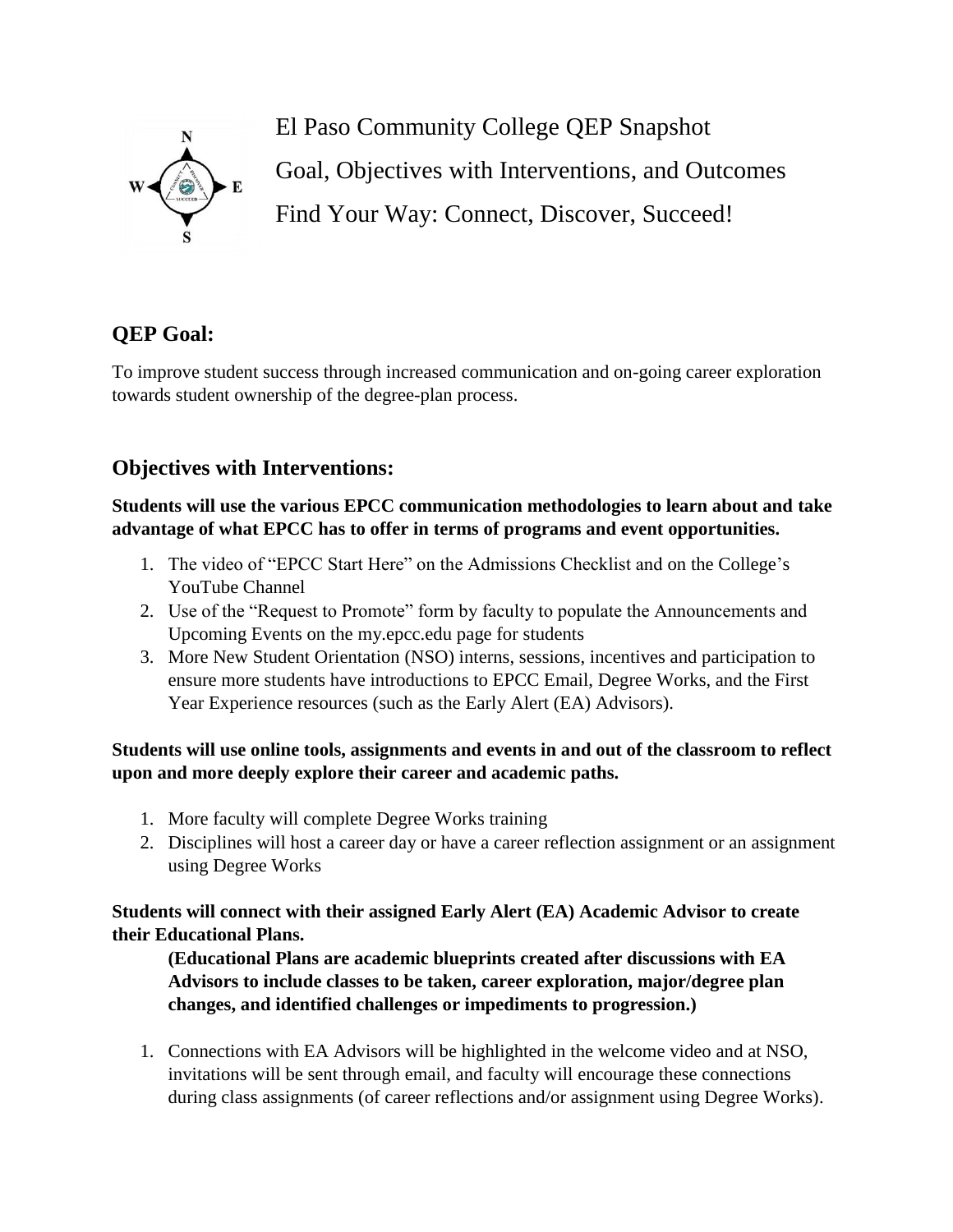El Paso Community College QEP Snapshot

Goal, Objectives with Interventions, and Outcomes

Find Your Way: Connect, Discover, Succeed!

## QEP Goal:

To improve student success through increased communication and on-going career exploration towards student ownership of the degree-plan process.

## Objectives with Interventions:

**Students will use the various EPCC communication methodologies to learn about and take advantage of what EPCC has to offer in terms of programs and event opportunities.**

1. The video of "EPCC Start Here" on the Admissions Checklist and on the College's YouTube Channel
2. Use of the "Request to Promote" form by faculty to populate the Announcements and Upcoming Events on the my.epcc.edu page for students
3. More New Student Orientation (NSO) interns, sessions, incentives and participation to ensure more students have introductions to EPCC Email, Degree Works, and the First Year Experience resources (such as the Early Alert (EA) Advisors).

**Students will use online tools, assignments and events in and out of the classroom to reflect upon and more deeply explore their career and academic paths.**

1. More faculty will complete Degree Works training
2. Disciplines will host a career day or have a career reflection assignment or an assignment using Degree Works

**Students will connect with their assigned Early Alert (EA) Academic Advisor to create their Educational Plans.**

**(Educational Plans are academic blueprints created after discussions with EA Advisors to include classes to be taken, career exploration, major/degree plan changes, and identified challenges or impediments to progression.)**

1. Connections with EA Advisors will be highlighted in the welcome video and at NSO, invitations will be sent through email, and faculty will encourage these connections during class assignments (of career reflections and/or assignment using Degree Works).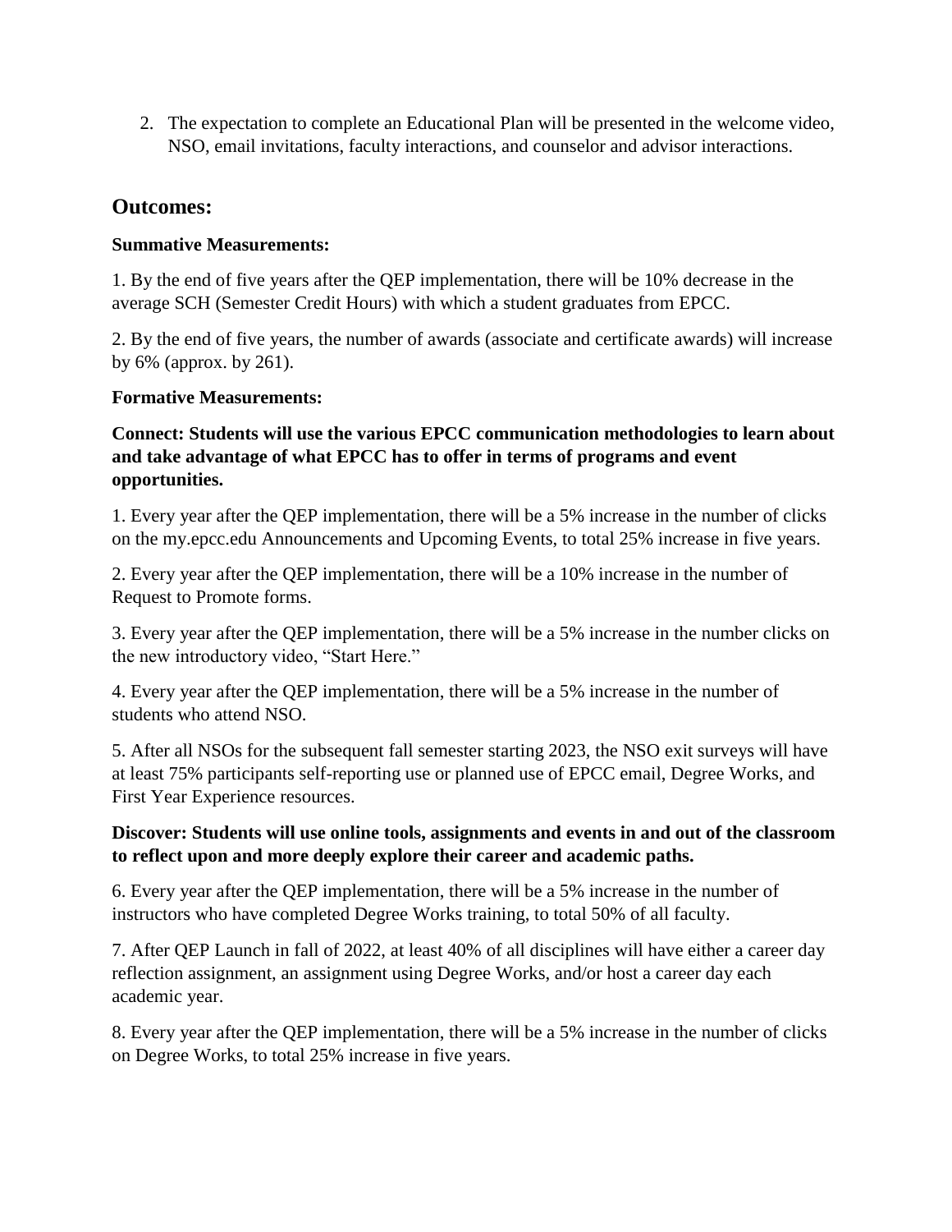2. The expectation to complete an Educational Plan will be presented in the welcome video, NSO, email invitations, faculty interactions, and counselor and advisor interactions.

## Outcomes:

**Summative Measurements:**

1. By the end of five years after the QEP implementation, there will be 10% decrease in the average SCH (Semester Credit Hours) with which a student graduates from EPCC.

2. By the end of five years, the number of awards (associate and certificate awards) will increase by 6% (approx. by 261).

**Formative Measurements:**

**Connect: Students will use the various EPCC communication methodologies to learn about and take advantage of what EPCC has to offer in terms of programs and event opportunities.**

1. Every year after the QEP implementation, there will be a 5% increase in the number of clicks on the my.epcc.edu Announcements and Upcoming Events, to total 25% increase in five years.

2. Every year after the QEP implementation, there will be a 10% increase in the number of Request to Promote forms.

3. Every year after the QEP implementation, there will be a 5% increase in the number clicks on the new introductory video, "Start Here."

4. Every year after the QEP implementation, there will be a 5% increase in the number of students who attend NSO.

5. After all NSOs for the subsequent fall semester starting 2023, the NSO exit surveys will have at least 75% participants self-reporting use or planned use of EPCC email, Degree Works, and First Year Experience resources.

**Discover: Students will use online tools, assignments and events in and out of the classroom to reflect upon and more deeply explore their career and academic paths.**

6. Every year after the QEP implementation, there will be a 5% increase in the number of instructors who have completed Degree Works training, to total 50% of all faculty.

7. After QEP Launch in fall of 2022, at least 40% of all disciplines will have either a career day reflection assignment, an assignment using Degree Works, and/or host a career day each academic year.

8. Every year after the QEP implementation, there will be a 5% increase in the number of clicks on Degree Works, to total 25% increase in five years.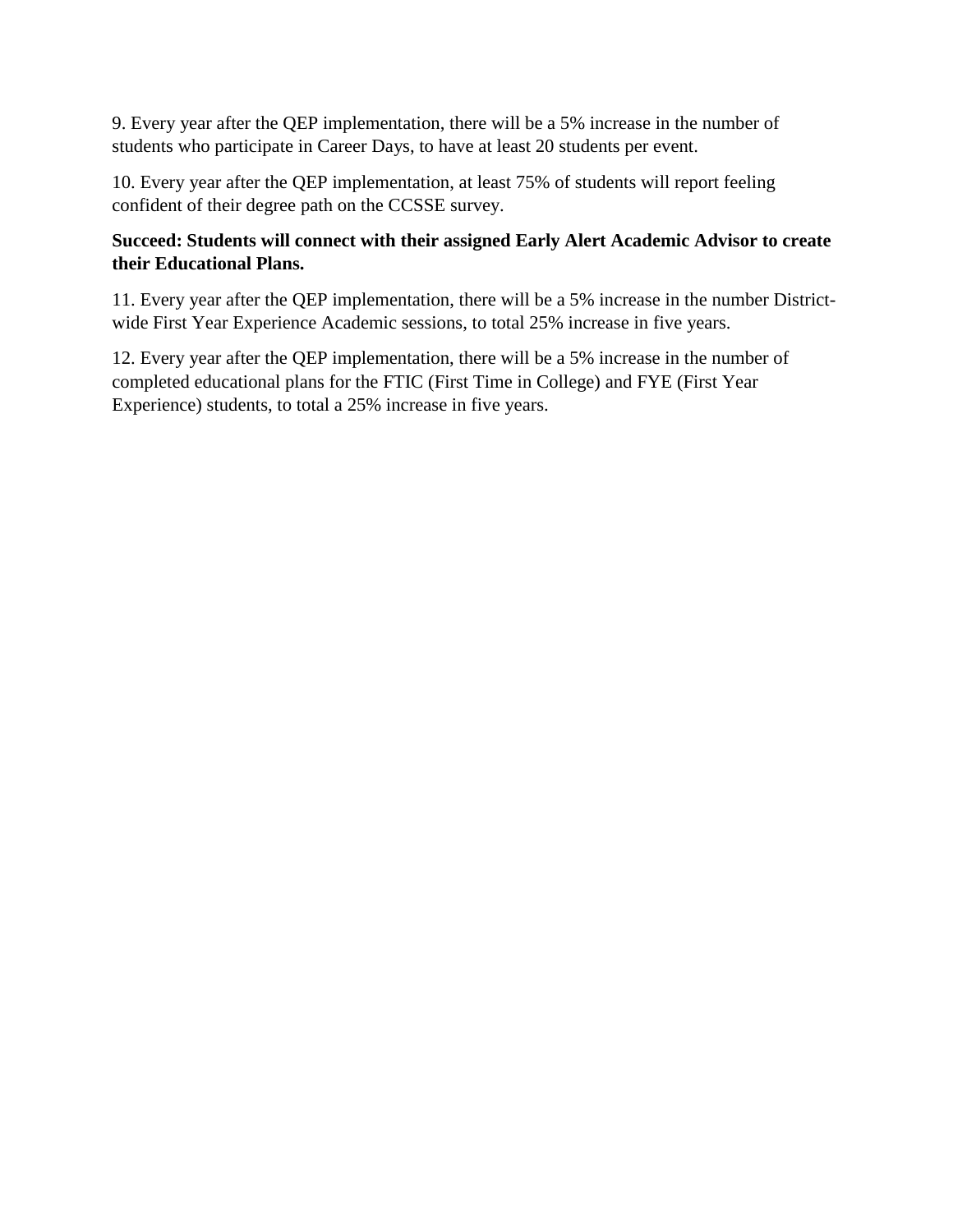9. Every year after the QEP implementation, there will be a 5% increase in the number of students who participate in Career Days, to have at least 20 students per event.

10. Every year after the QEP implementation, at least 75% of students will report feeling confident of their degree path on the CCSSE survey.

**Succeed: Students will connect with their assigned Early Alert Academic Advisor to create their Educational Plans.**

11. Every year after the QEP implementation, there will be a 5% increase in the number District-wide First Year Experience Academic sessions, to total 25% increase in five years.

12. Every year after the QEP implementation, there will be a 5% increase in the number of completed educational plans for the FTIC (First Time in College) and FYE (First Year Experience) students, to total a 25% increase in five years.